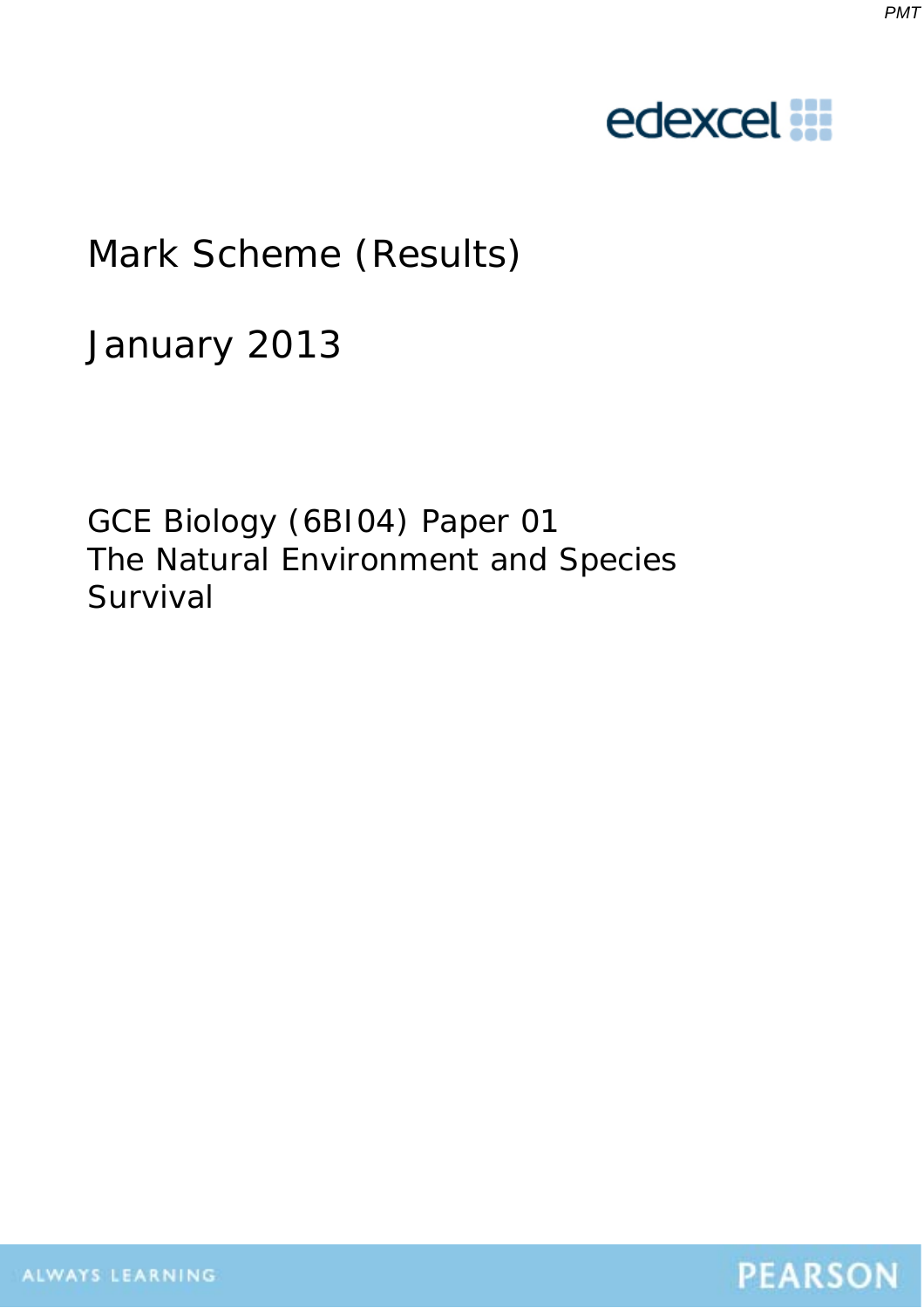# Mark Scheme (Results)

January 2013

GCE Biology (6BI04) Paper 01
The Natural Environment and Species Survival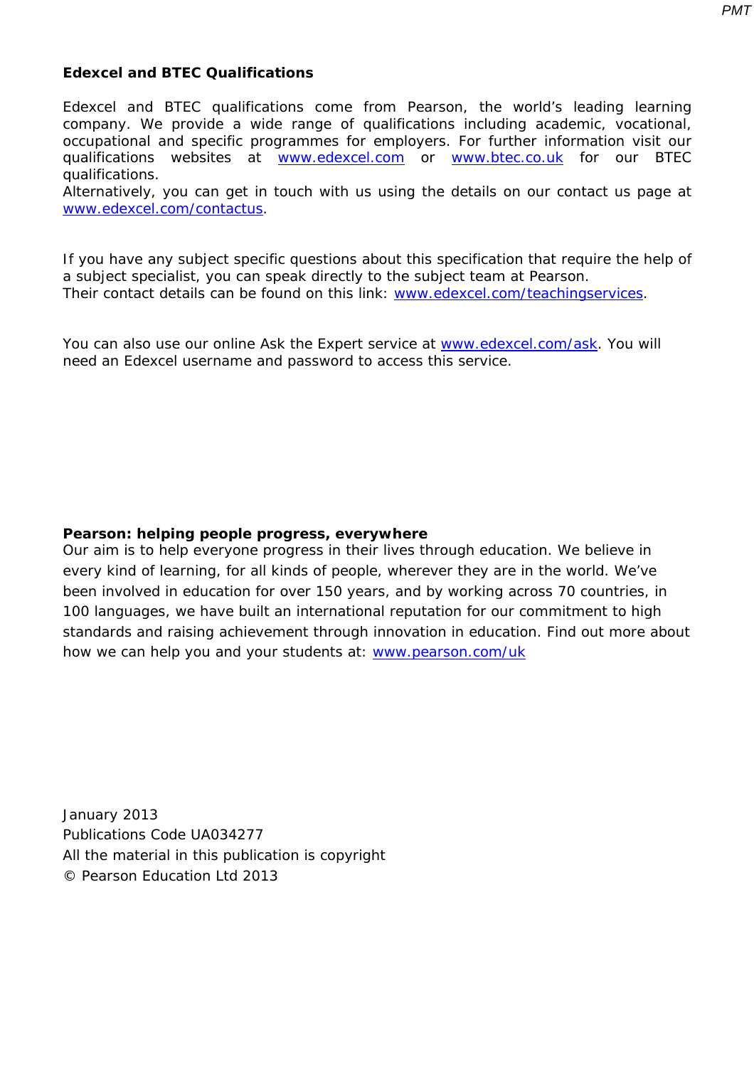**Edexcel and BTEC Qualifications**

Edexcel and BTEC qualifications come from Pearson, the world's leading learning company. We provide a wide range of qualifications including academic, vocational, occupational and specific programmes for employers. For further information visit our qualifications websites at www.edexcel.com or www.btec.co.uk for our BTEC qualifications.
Alternatively, you can get in touch with us using the details on our contact us page at www.edexcel.com/contactus.

If you have any subject specific questions about this specification that require the help of a subject specialist, you can speak directly to the subject team at Pearson.
Their contact details can be found on this link: www.edexcel.com/teachingservices.

You can also use our online Ask the Expert service at www.edexcel.com/ask. You will need an Edexcel username and password to access this service.

**Pearson: helping people progress, everywhere**
Our aim is to help everyone progress in their lives through education. We believe in every kind of learning, for all kinds of people, wherever they are in the world. We've been involved in education for over 150 years, and by working across 70 countries, in 100 languages, we have built an international reputation for our commitment to high standards and raising achievement through innovation in education. Find out more about how we can help you and your students at: www.pearson.com/uk

January 2013
Publications Code UA034277
All the material in this publication is copyright
© Pearson Education Ltd 2013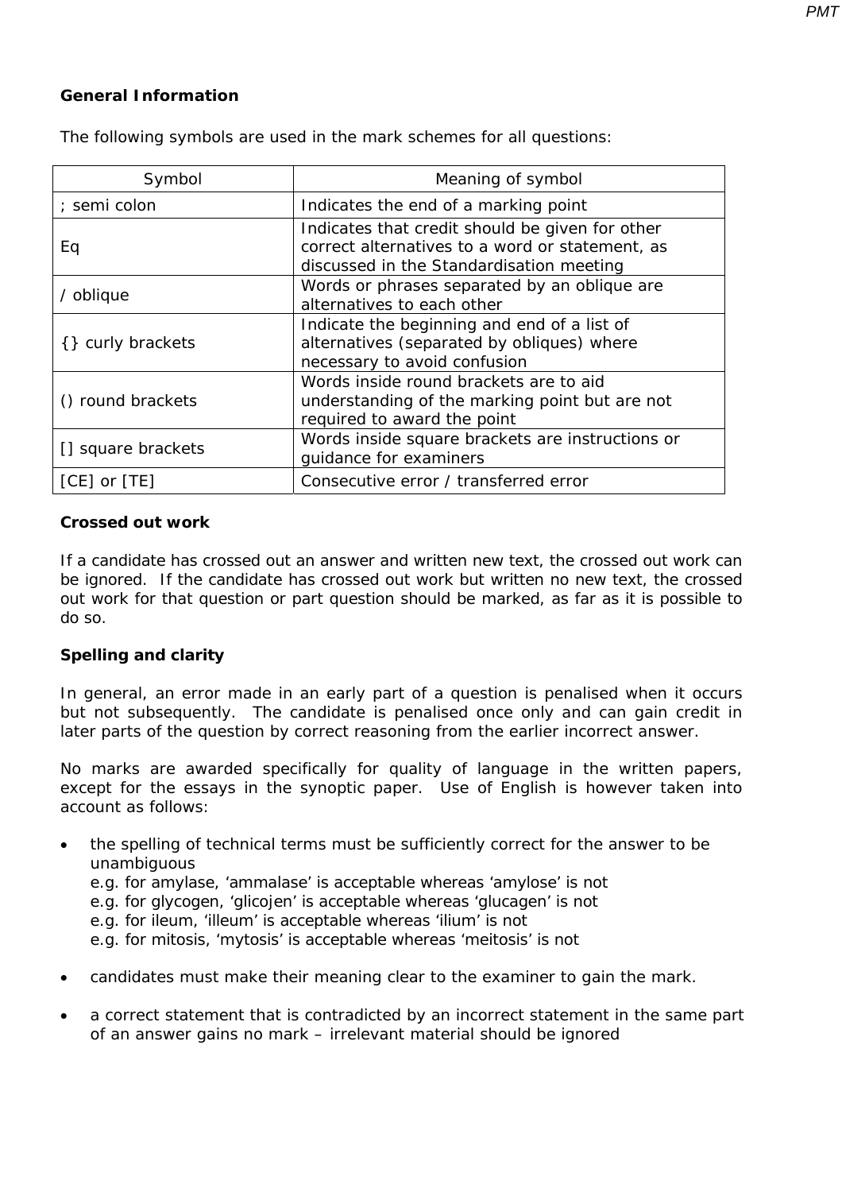**General Information**

The following symbols are used in the mark schemes for all questions:

| Symbol | Meaning of symbol |
|---|---|
| ; semi colon | Indicates the end of a marking point |
| Eq | Indicates that credit should be given for other correct alternatives to a word or statement, as discussed in the Standardisation meeting |
| / oblique | Words or phrases separated by an oblique are alternatives to each other |
| {} curly brackets | Indicate the beginning and end of a list of alternatives (separated by obliques) where necessary to avoid confusion |
| () round brackets | Words inside round brackets are to aid understanding of the marking point but are not required to award the point |
| [] square brackets | Words inside square brackets are instructions or guidance for examiners |
| [CE] or [TE] | Consecutive error / transferred error |

**Crossed out work**

If a candidate has crossed out an answer and written new text, the crossed out work can be ignored. If the candidate has crossed out work but written no new text, the crossed out work for that question or part question should be marked, as far as it is possible to do so.

**Spelling and clarity**

In general, an error made in an early part of a question is penalised when it occurs but not subsequently. The candidate is penalised once only and can gain credit in later parts of the question by correct reasoning from the earlier incorrect answer.

No marks are awarded specifically for quality of language in the written papers, except for the essays in the synoptic paper. Use of English is however taken into account as follows:

- the spelling of technical terms must be sufficiently correct for the answer to be unambiguous
  e.g. for amylase, 'ammalase' is acceptable whereas 'amylose' is not
  e.g. for glycogen, 'glicojen' is acceptable whereas 'glucagen' is not
  e.g. for ileum, 'illeum' is acceptable whereas 'ilium' is not
  e.g. for mitosis, 'mytosis' is acceptable whereas 'meitosis' is not

- candidates must make their meaning clear to the examiner to gain the mark.

- a correct statement that is contradicted by an incorrect statement in the same part of an answer gains no mark – irrelevant material should be ignored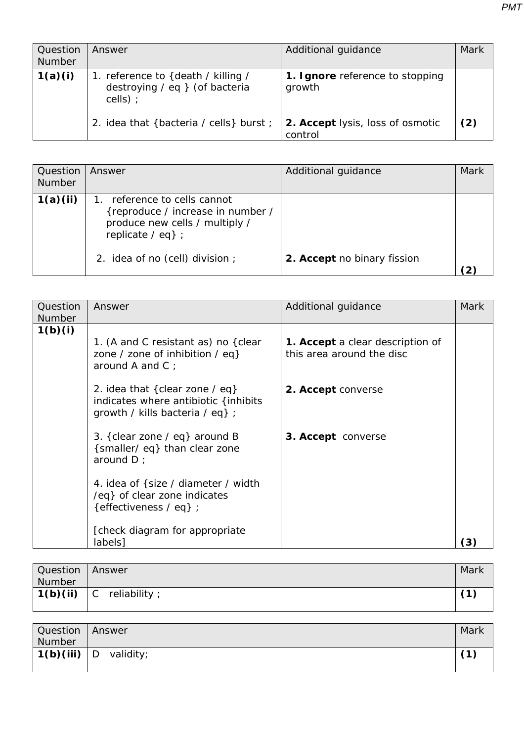| Question Number | Answer | Additional guidance | Mark |
|---|---|---|---|
| **1(a)(i)** | 1. reference to {death / killing / destroying / eq } (of bacteria cells) ;<br><br>2. idea that {bacteria / cells} burst ; | **1. Ignore** reference to stopping growth<br><br>**2. Accept** lysis, loss of osmotic control | **(2)** |

| Question Number | Answer | Additional guidance | Mark |
|---|---|---|---|
| **1(a)(ii)** | 1. reference to cells cannot {reproduce / increase in number / produce new cells / multiply / replicate / eq} ;<br><br>2. idea of no (cell) division ; | <br><br><br>**2. Accept** no binary fission | **(2)** |

| Question Number | Answer | Additional guidance | Mark |
|---|---|---|---|
| **1(b)(i)** | 1. (A and C resistant as) no {clear zone / zone of inhibition / eq} around A and C ;<br><br>2. idea that {clear zone / eq} indicates where antibiotic {inhibits growth / kills bacteria / eq} ;<br><br>3. {clear zone / eq} around B {smaller/ eq} than clear zone around D ;<br><br>4. idea of {size / diameter / width /eq} of clear zone indicates {effectiveness / eq} ;<br><br>[check diagram for appropriate labels] | **1. Accept** a clear description of this area around the disc<br><br>**2. Accept** converse<br><br>**3. Accept** converse | **(3)** |

| Question Number | Answer | Mark |
|---|---|---|
| **1(b)(ii)** | C reliability ; | **(1)** |

| Question Number | Answer | Mark |
|---|---|---|
| **1(b)(iii)** | D validity; | **(1)** |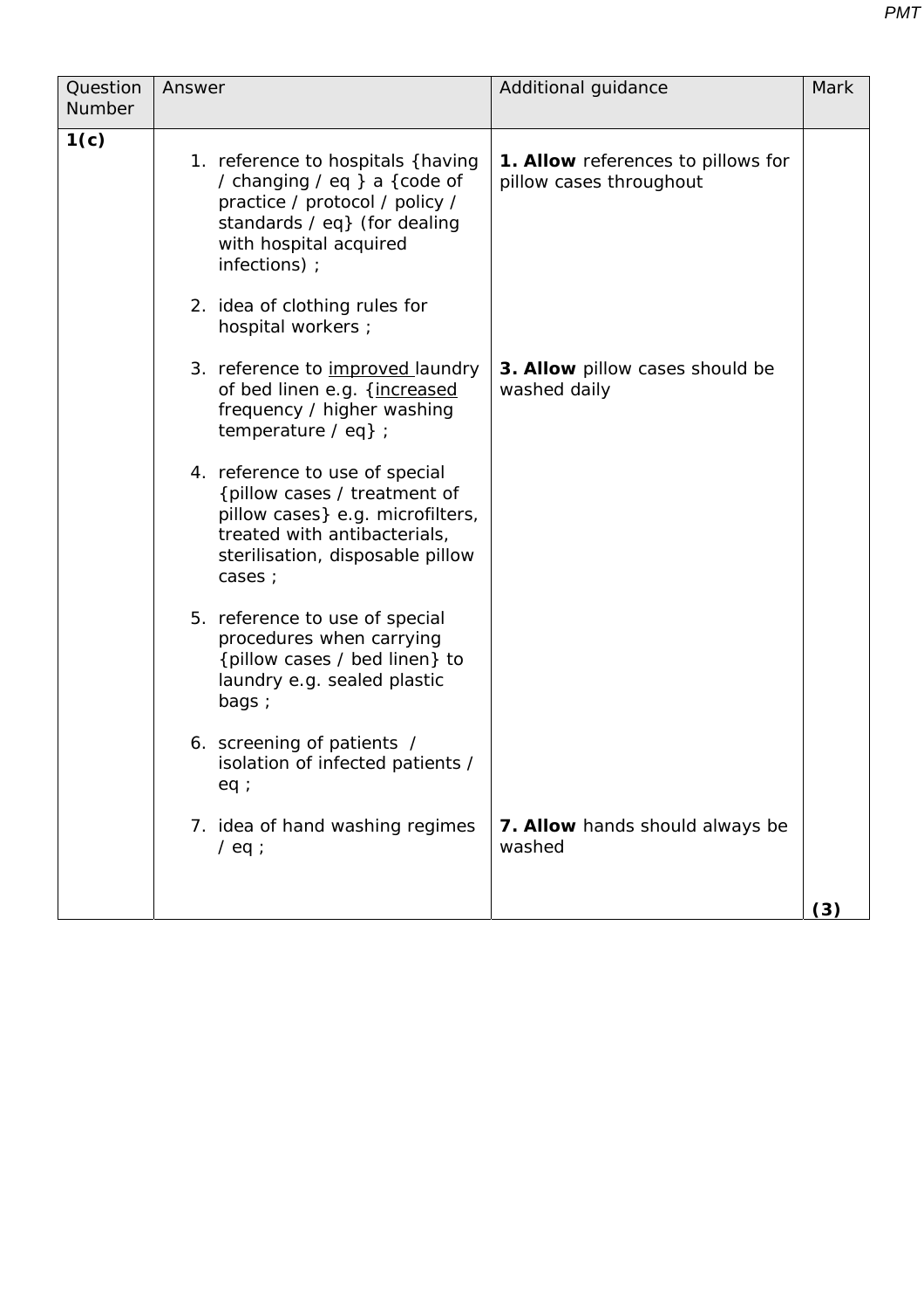| Question Number | Answer | Additional guidance | Mark |
|---|---|---|---|
| 1(c) | 1. reference to hospitals {having / changing / eq } a {code of practice / protocol / policy / standards / eq} (for dealing with hospital acquired infections) ;<br><br>2. idea of clothing rules for hospital workers ;<br><br>3. reference to improved laundry of bed linen e.g. {increased frequency / higher washing temperature / eq} ;<br><br>4. reference to use of special {pillow cases / treatment of pillow cases} e.g. microfilters, treated with antibacterials, sterilisation, disposable pillow cases ;<br><br>5. reference to use of special procedures when carrying {pillow cases / bed linen} to laundry e.g. sealed plastic bags ;<br><br>6. screening of patients / isolation of infected patients / eq ;<br><br>7. idea of hand washing regimes / eq ; | **1. Allow** references to pillows for pillow cases throughout<br><br>**3. Allow** pillow cases should be washed daily<br><br>**7. Allow** hands should always be washed | **(3)** |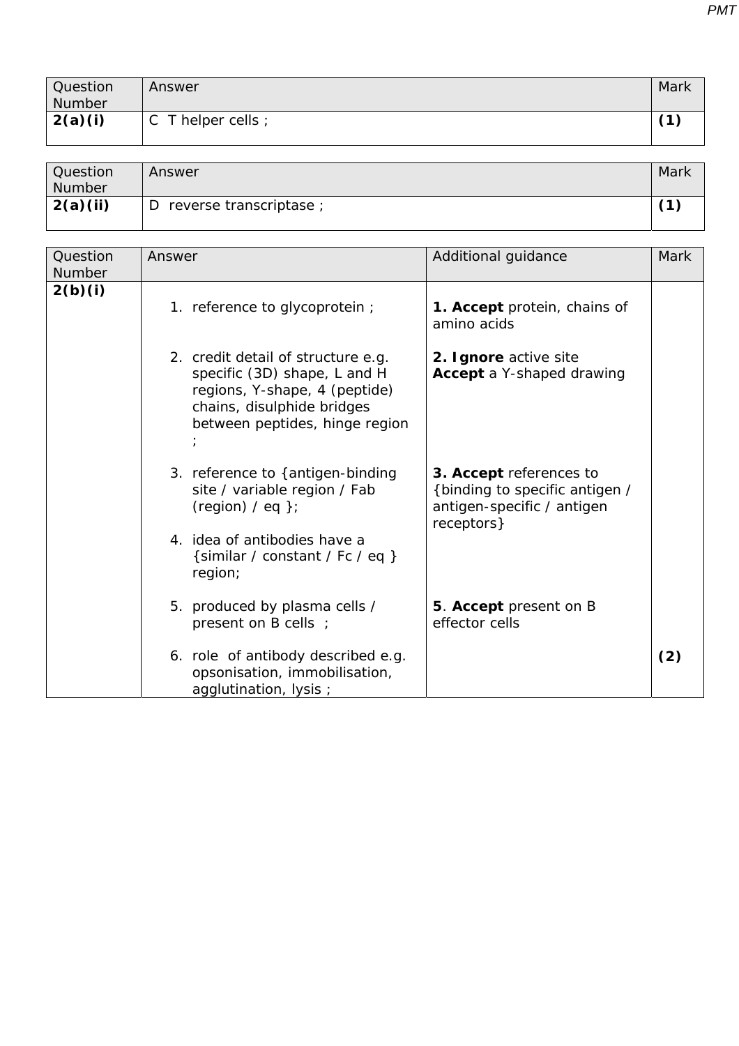| Question Number | Answer | Mark |
|---|---|---|
| **2(a)(i)** | C T helper cells ; | **(1)** |

| Question Number | Answer | Mark |
|---|---|---|
| **2(a)(ii)** | D reverse transcriptase ; | **(1)** |

| Question Number | Answer | Additional guidance | Mark |
|---|---|---|---|
| **2(b)(i)** | 1. reference to glycoprotein ; | **1. Accept** protein, chains of amino acids | |
| | 2. credit detail of structure e.g. specific (3D) shape, L and H regions, Y-shape, 4 (peptide) chains, disulphide bridges between peptides, hinge region ; | **2. Ignore** active site **Accept** a Y-shaped drawing | |
| | 3. reference to {antigen-binding site / variable region / Fab (region) / eq }; | **3. Accept** references to {binding to specific antigen / antigen-specific / antigen receptors} | |
| | 4. idea of antibodies have a {similar / constant / Fc / eq } region; | | |
| | 5. produced by plasma cells / present on B cells ; | **5**. **Accept** present on B effector cells | |
| | 6. role of antibody described e.g. opsonisation, immobilisation, agglutination, lysis ; | | **(2)** |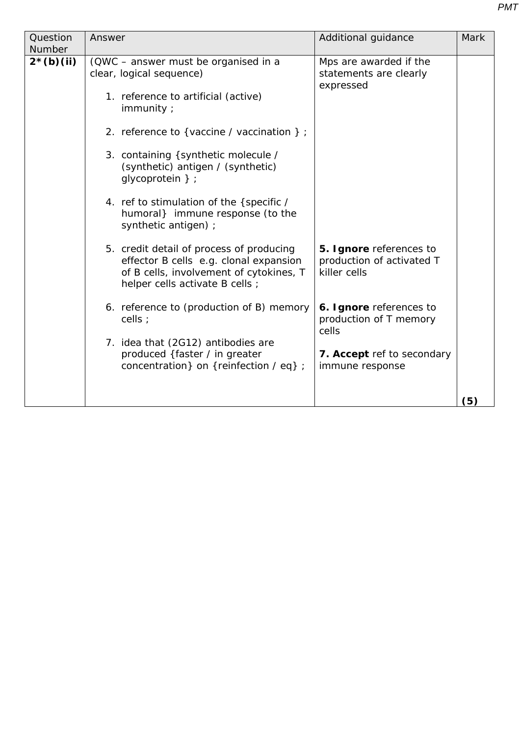| Question Number | Answer | Additional guidance | Mark |
|---|---|---|---|
| **2*(b)(ii)** | (QWC – answer must be organised in a clear, logical sequence)<br><br>1. reference to artificial (active) immunity ;<br><br>2. reference to {vaccine / vaccination } ;<br><br>3. containing {synthetic molecule / (synthetic) antigen / (synthetic) glycoprotein } ;<br><br>4. ref to stimulation of the {specific / humoral} immune response (to the synthetic antigen) ;<br><br>5. credit detail of process of producing effector B cells e.g. clonal expansion of B cells, involvement of cytokines, T helper cells activate B cells ;<br><br>6. reference to (production of B) memory cells ;<br><br>7. idea that (2G12) antibodies are produced {faster / in greater concentration} on {reinfection / eq} ; | Mps are awarded if the statements are clearly expressed<br><br>**5. Ignore** references to production of activated T killer cells<br><br>**6. Ignore** references to production of T memory cells<br><br>**7. Accept** ref to secondary immune response | **(5)** |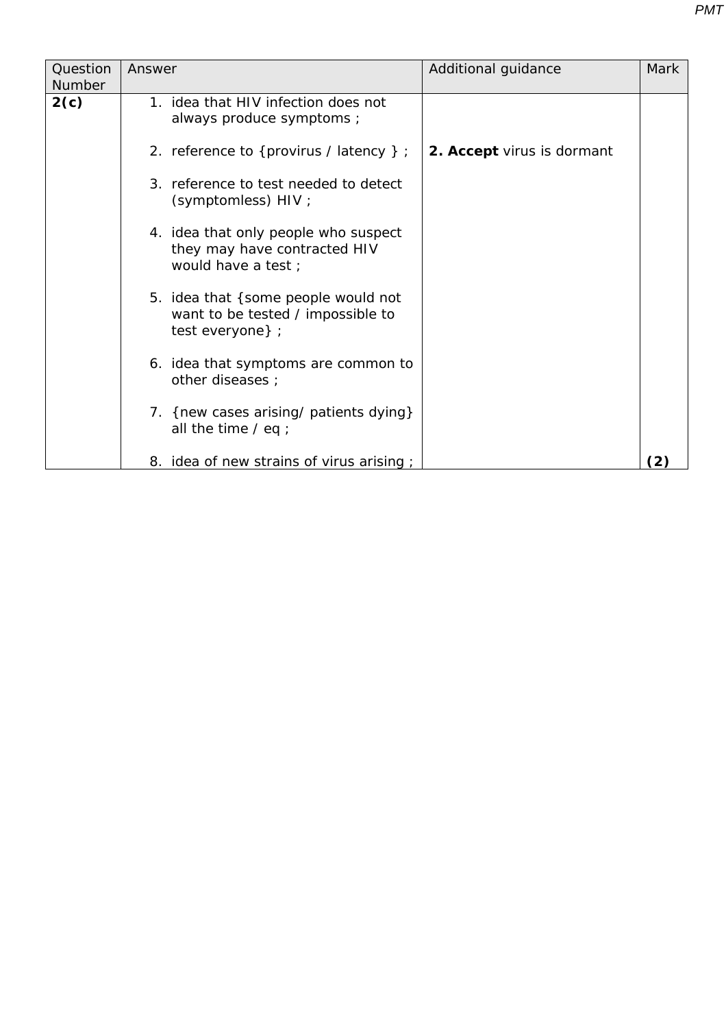| Question Number | Answer | Additional guidance | Mark |
|---|---|---|---|
| **2(c)** | 1. idea that HIV infection does not always produce symptoms ;<br><br>2. reference to {provirus / latency } ;<br><br>3. reference to test needed to detect (symptomless) HIV ;<br><br>4. idea that only people who suspect they may have contracted HIV would have a test ;<br><br>5. idea that {some people would not want to be tested / impossible to test everyone} ;<br><br>6. idea that symptoms are common to other diseases ;<br><br>7. {new cases arising/ patients dying} all the time / eq ;<br><br>8. idea of new strains of virus arising ; | <br><br>**2. Accept** virus is dormant | **(2)** |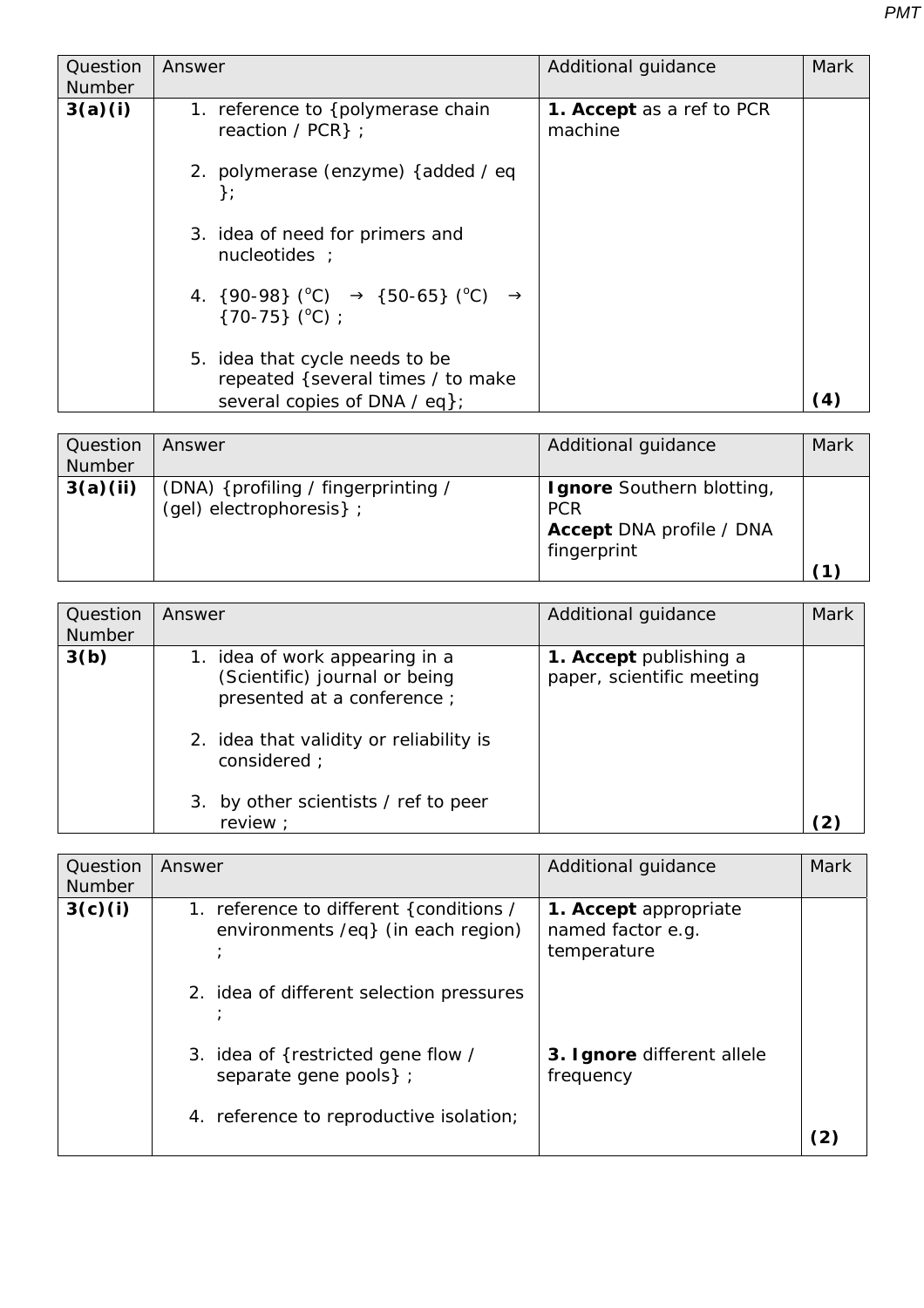| Question Number | Answer | Additional guidance | Mark |
|---|---|---|---|
| **3(a)(i)** | 1. reference to {polymerase chain reaction / PCR} ;<br><br>2. polymerase (enzyme) {added / eq };<br><br>3. idea of need for primers and nucleotides ;<br><br>4. {90-98} (°C) → {50-65} (°C) → {70-75} (°C) ;<br><br>5. idea that cycle needs to be repeated {several times / to make several copies of DNA / eq}; | **1. Accept** as a ref to PCR machine | **(4)** |

| Question Number | Answer | Additional guidance | Mark |
|---|---|---|---|
| **3(a)(ii)** | (DNA) {profiling / fingerprinting / (gel) electrophoresis} ; | **Ignore** Southern blotting, PCR<br>**Accept** DNA profile / DNA fingerprint | **(1)** |

| Question Number | Answer | Additional guidance | Mark |
|---|---|---|---|
| **3(b)** | 1. idea of work appearing in a (Scientific) journal or being presented at a conference ;<br><br>2. idea that validity or reliability is considered ;<br><br>3. by other scientists / ref to peer review ; | **1. Accept** publishing a paper, scientific meeting | **(2)** |

| Question Number | Answer | Additional guidance | Mark |
|---|---|---|---|
| **3(c)(i)** | 1. reference to different {conditions / environments /eq} (in each region) ;<br><br>2. idea of different selection pressures ;<br><br>3. idea of {restricted gene flow / separate gene pools} ;<br><br>4. reference to reproductive isolation; | **1. Accept** appropriate named factor e.g. temperature<br><br>**3. Ignore** different allele frequency | **(2)** |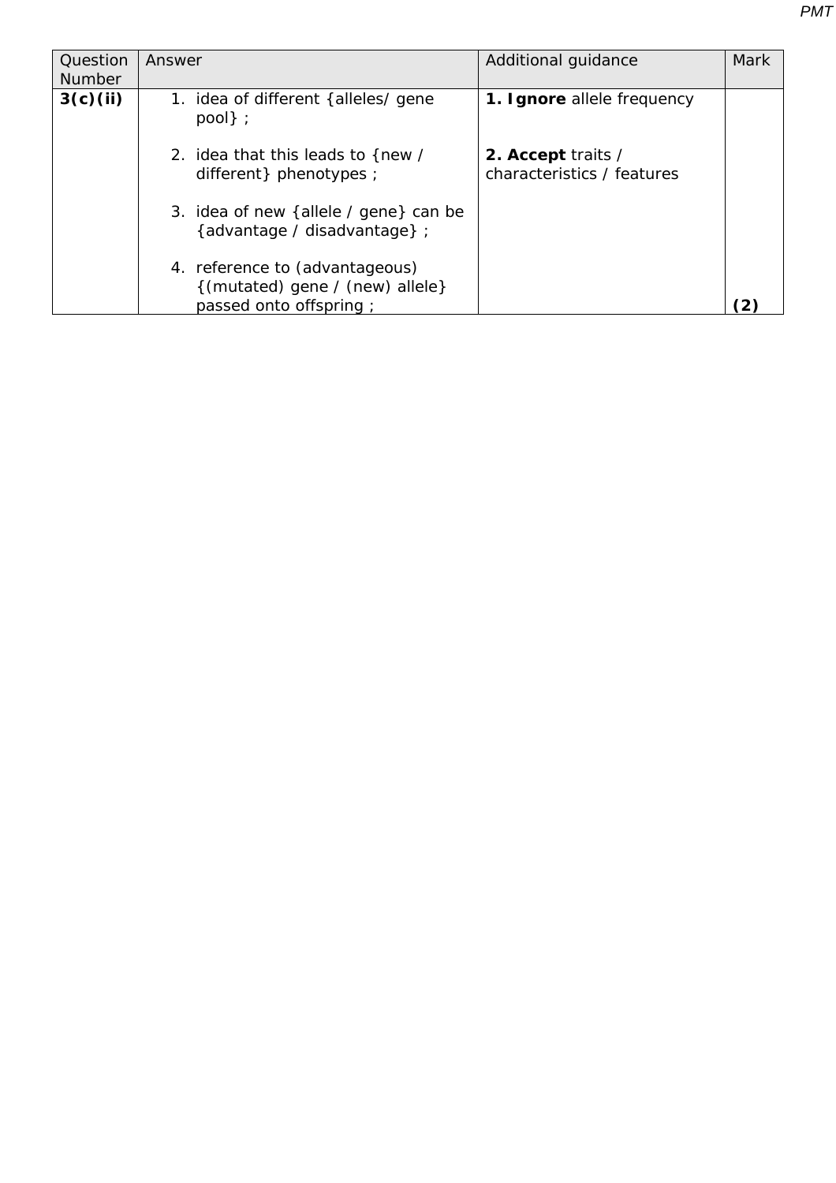| Question Number | Answer | Additional guidance | Mark |
| --- | --- | --- | --- |
| **3(c)(ii)** | 1. idea of different {alleles/ gene pool} ;<br><br>2. idea that this leads to {new / different} phenotypes ;<br><br>3. idea of new {allele / gene} can be {advantage / disadvantage} ;<br><br>4. reference to (advantageous) {(mutated) gene / (new) allele} passed onto offspring ; | **1. Ignore** allele frequency<br><br>**2. Accept** traits / characteristics / features | **(2)** |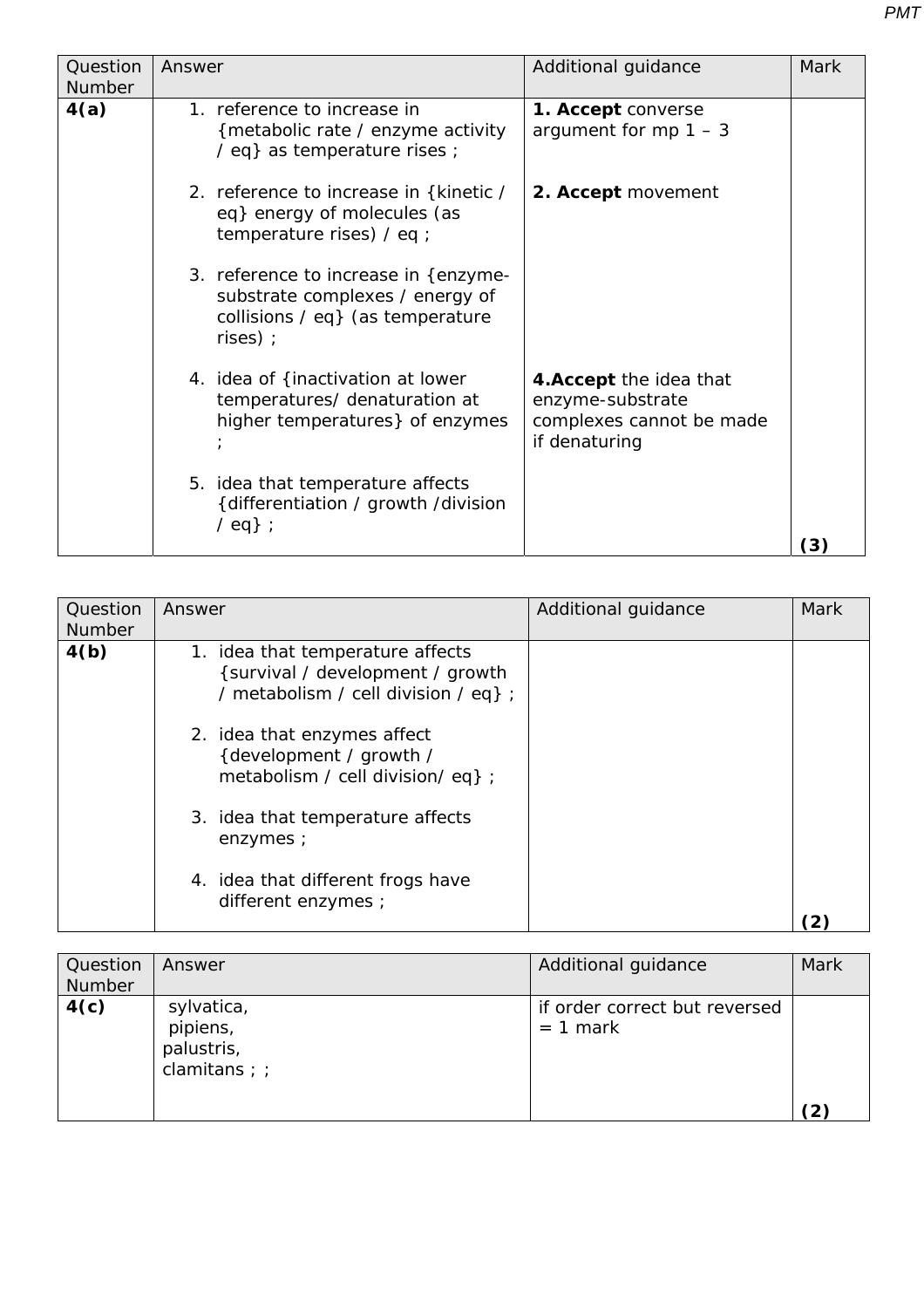| Question Number | Answer | Additional guidance | Mark |
|---|---|---|---|
| **4(a)** | 1. reference to increase in {metabolic rate / enzyme activity / eq} as temperature rises ;<br><br>2. reference to increase in {kinetic / eq} energy of molecules (as temperature rises) / eq ;<br><br>3. reference to increase in {enzyme-substrate complexes / energy of collisions / eq} (as temperature rises) ;<br><br>4. idea of {inactivation at lower temperatures/ denaturation at higher temperatures} of enzymes ;<br><br>5. idea that temperature affects {differentiation / growth /division / eq} ; | **1. Accept** converse argument for mp 1 – 3<br><br>**2. Accept** movement<br><br>**4.Accept** the idea that enzyme-substrate complexes cannot be made if denaturing | **(3)** |

| Question Number | Answer | Additional guidance | Mark |
|---|---|---|---|
| **4(b)** | 1. idea that temperature affects {survival / development / growth / metabolism / cell division / eq} ;<br><br>2. idea that enzymes affect {development / growth / metabolism / cell division/ eq} ;<br><br>3. idea that temperature affects enzymes ;<br><br>4. idea that different frogs have different enzymes ; | | **(2)** |

| Question Number | Answer | Additional guidance | Mark |
|---|---|---|---|
| **4(c)** | sylvatica,<br>pipiens,<br>palustris,<br>clamitans ; ; | if order correct but reversed = 1 mark | **(2)** |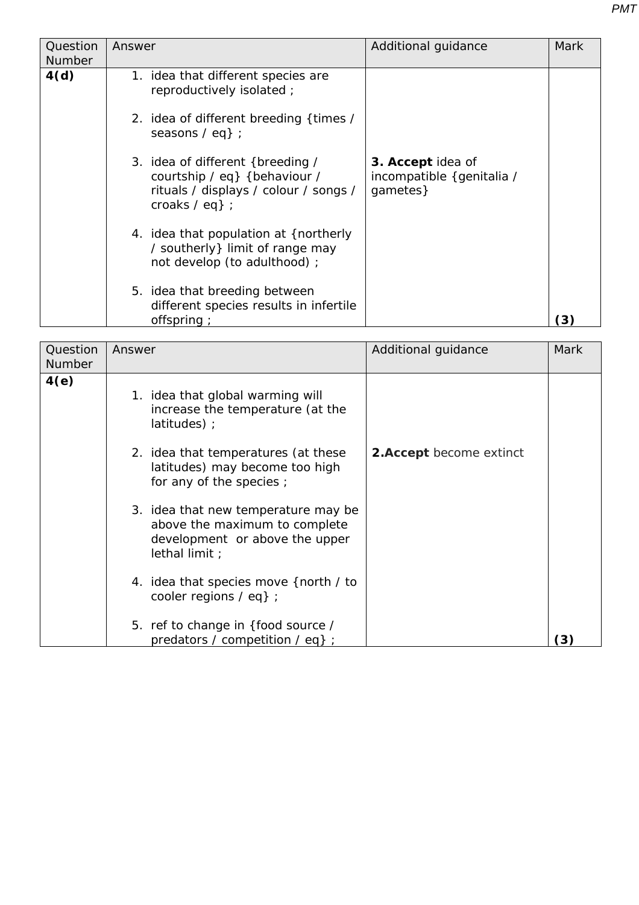| Question Number | Answer | Additional guidance | Mark |
|---|---|---|---|
| **4(d)** | 1. idea that different species are reproductively isolated ;<br><br>2. idea of different breeding {times / seasons / eq} ;<br><br>3. idea of different {breeding / courtship / eq} {behaviour / rituals / displays / colour / songs / croaks / eq} ;<br><br>4. idea that population at {northerly / southerly} limit of range may not develop (to adulthood) ;<br><br>5. idea that breeding between different species results in infertile offspring ; | **3. Accept** idea of incompatible {genitalia / gametes} | **(3)** |

| Question Number | Answer | Additional guidance | Mark |
|---|---|---|---|
| **4(e)** | 1. idea that global warming will increase the temperature (at the latitudes) ;<br><br>2. idea that temperatures (at these latitudes) may become too high for any of the species ;<br><br>3. idea that new temperature may be above the maximum to complete development or above the upper lethal limit ;<br><br>4. idea that species move {north / to cooler regions / eq} ;<br><br>5. ref to change in {food source / predators / competition / eq} ; | **2.Accept** become extinct | **(3)** |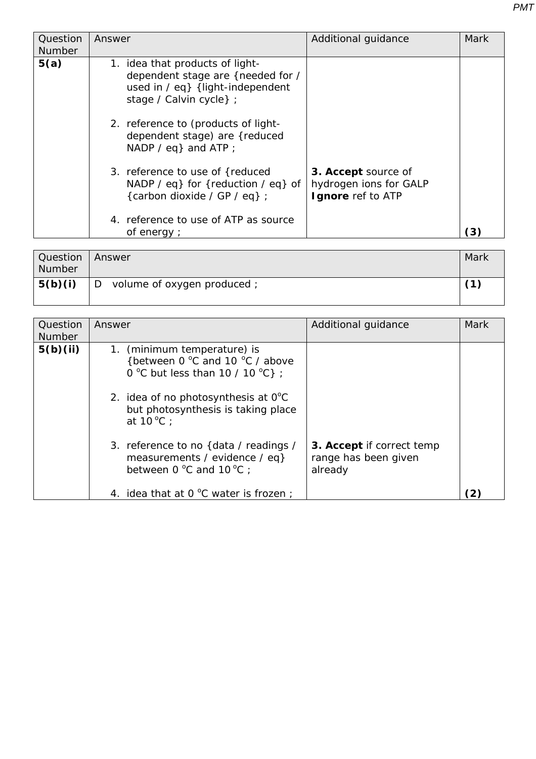| Question Number | Answer | Additional guidance | Mark |
|---|---|---|---|
| **5(a)** | 1. idea that products of light-dependent stage are {needed for / used in / eq} {light-independent stage / Calvin cycle} ;<br><br>2. reference to (products of light-dependent stage) are {reduced NADP / eq} and ATP ;<br><br>3. reference to use of {reduced NADP / eq} for {reduction / eq} of {carbon dioxide / GP / eq} ;<br><br>4. reference to use of ATP as source of energy ; | <br><br><br><br><br><br>**3. Accept** source of hydrogen ions for GALP<br>**Ignore** ref to ATP | **(3)** |

| Question Number | Answer | Mark |
|---|---|---|
| **5(b)(i)** | D volume of oxygen produced ; | **(1)** |

| Question Number | Answer | Additional guidance | Mark |
|---|---|---|---|
| **5(b)(ii)** | 1. (minimum temperature) is {between 0 °C and 10 °C / above 0 °C but less than 10 / 10 °C} ;<br><br>2. idea of no photosynthesis at 0°C but photosynthesis is taking place at 10 °C ;<br><br>3. reference to no {data / readings / measurements / evidence / eq} between 0 °C and 10 °C ;<br><br>4. idea that at 0 °C water is frozen ; | <br><br><br><br><br><br>**3. Accept** if correct temp range has been given already | **(2)** |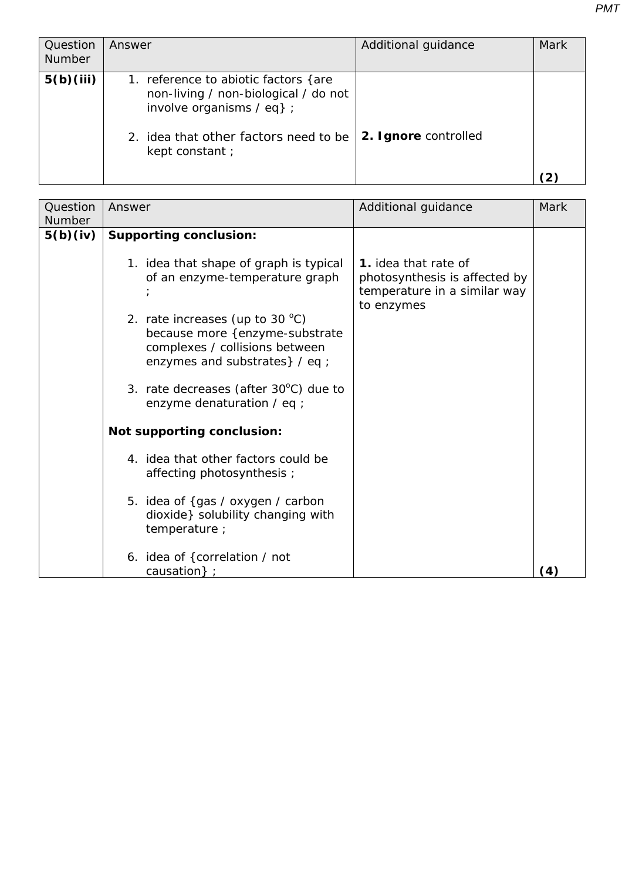| Question Number | Answer | Additional guidance | Mark |
|---|---|---|---|
| **5(b)(iii)** | 1. reference to abiotic factors {are non-living / non-biological / do not involve organisms / eq} ;<br><br>2. idea that other factors need to be kept constant ; | <br><br><br>**2. Ignore** controlled | **(2)** |

| Question Number | Answer | Additional guidance | Mark |
|---|---|---|---|
| **5(b)(iv)** | **Supporting conclusion:**<br><br>1. idea that shape of graph is typical of an enzyme-temperature graph ;<br><br>2. rate increases (up to 30 °C) because more {enzyme-substrate complexes / collisions between enzymes and substrates} / eq ;<br><br>3. rate decreases (after 30°C) due to enzyme denaturation / eq ;<br><br>**Not supporting conclusion:**<br><br>4. idea that other factors could be affecting photosynthesis ;<br><br>5. idea of {gas / oxygen / carbon dioxide} solubility changing with temperature ;<br><br>6. idea of {correlation / not causation} ; | <br><br>**1.** idea that rate of photosynthesis is affected by temperature in a similar way to enzymes | **(4)** |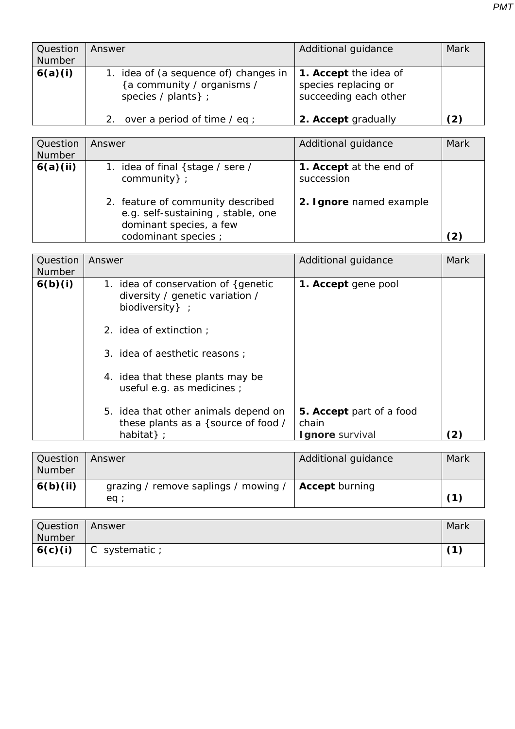| Question Number | Answer | Additional guidance | Mark |
|---|---|---|---|
| **6(a)(i)** | 1. idea of (a sequence of) changes in {a community / organisms / species / plants} ;<br><br>2. over a period of time / eq ; | **1. Accept** the idea of species replacing or succeeding each other<br><br>**2. Accept** gradually | **(2)** |

| Question Number | Answer | Additional guidance | Mark |
|---|---|---|---|
| **6(a)(ii)** | 1. idea of final {stage / sere / community} ;<br><br>2. feature of community described e.g. self-sustaining , stable, one dominant species, a few codominant species ; | **1. Accept** at the end of succession<br><br>**2. Ignore** named example | **(2)** |

| Question Number | Answer | Additional guidance | Mark |
|---|---|---|---|
| **6(b)(i)** | 1. idea of conservation of {genetic diversity / genetic variation / biodiversity} ;<br><br>2. idea of extinction ;<br><br>3. idea of aesthetic reasons ;<br><br>4. idea that these plants may be useful e.g. as medicines ;<br><br>5. idea that other animals depend on these plants as a {source of food / habitat} ; | **1. Accept** gene pool<br><br>**5. Accept** part of a food chain<br>**Ignore** survival | **(2)** |

| Question Number | Answer | Additional guidance | Mark |
|---|---|---|---|
| **6(b)(ii)** | grazing / remove saplings / mowing / eq ; | **Accept** burning | **(1)** |

| Question Number | Answer | Mark |
|---|---|---|
| **6(c)(i)** | C systematic ; | **(1)** |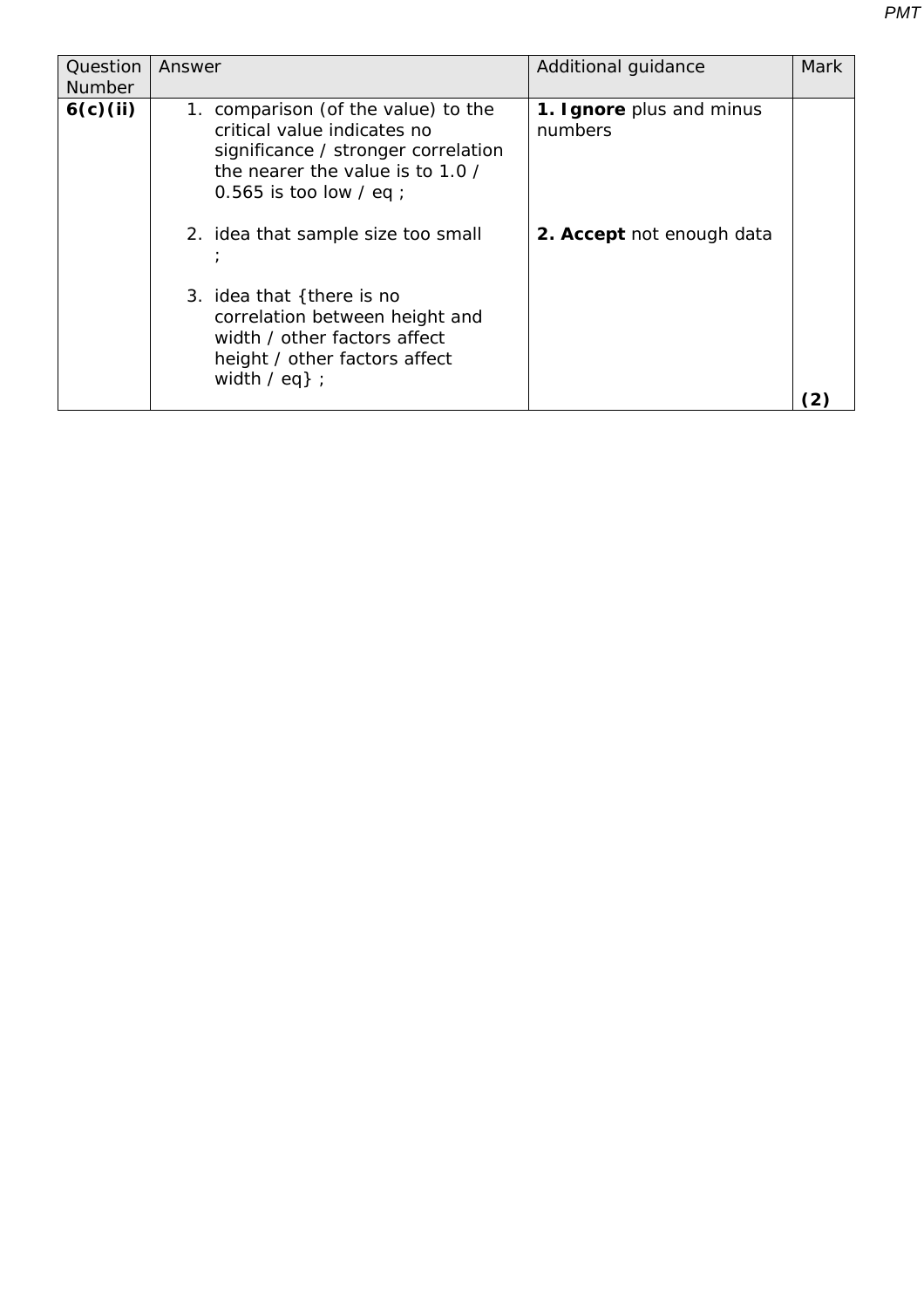| Question Number | Answer | Additional guidance | Mark |
|---|---|---|---|
| **6(c)(ii)** | 1. comparison (of the value) to the critical value indicates no significance / stronger correlation the nearer the value is to 1.0 / 0.565 is too low / eq ;<br><br>2. idea that sample size too small ;<br><br>3. idea that {there is no correlation between height and width / other factors affect height / other factors affect width / eq} ; | **1. Ignore** plus and minus numbers<br><br>**2. Accept** not enough data | **(2)** |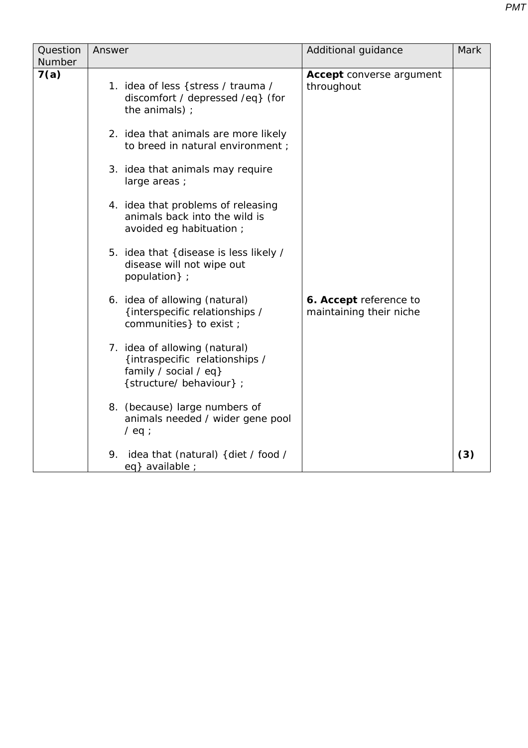| Question Number | Answer | Additional guidance | Mark |
|---|---|---|---|
| **7(a)** | 1. idea of less {stress / trauma / discomfort / depressed /eq} (for the animals) ;<br><br>2. idea that animals are more likely to breed in natural environment ;<br><br>3. idea that animals may require large areas ;<br><br>4. idea that problems of releasing animals back into the wild is avoided eg habituation ;<br><br>5. idea that {disease is less likely / disease will not wipe out population} ;<br><br>6. idea of allowing (natural) {interspecific relationships / communities} to exist ;<br><br>7. idea of allowing (natural) {intraspecific relationships / family / social / eq} {structure/ behaviour} ;<br><br>8. (because) large numbers of animals needed / wider gene pool / eq ;<br><br>9. idea that (natural) {diet / food / eq} available ; | **Accept** converse argument throughout<br><br>**6. Accept** reference to maintaining their niche | **(3)** |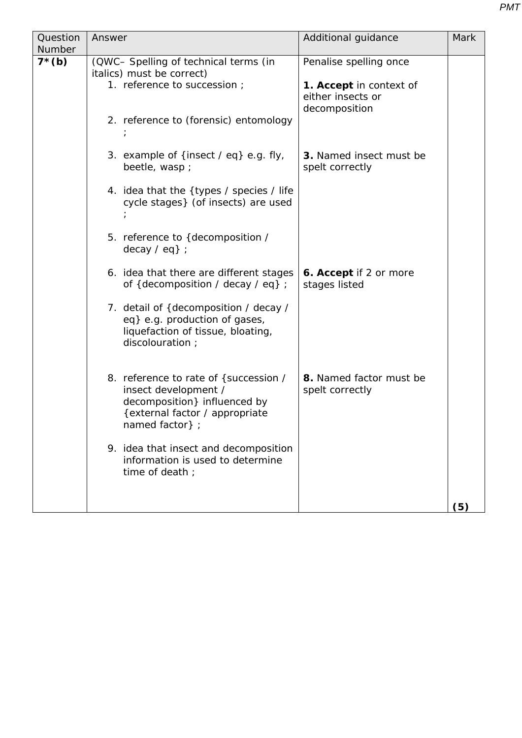| Question Number | Answer | Additional guidance | Mark |
| --- | --- | --- | --- |
| **7*(b)** | (QWC– Spelling of technical terms (in italics) must be correct)<br>1. reference to succession ;<br><br>2. reference to (forensic) entomology ;<br><br>3. example of {insect / eq} e.g. fly, beetle, wasp ;<br><br>4. idea that the {types / species / life cycle stages} (of insects) are used ;<br><br>5. reference to {decomposition / decay / eq} ;<br><br>6. idea that there are different stages of {decomposition / decay / eq} ;<br><br>7. detail of {decomposition / decay / eq} e.g. production of gases, liquefaction of tissue, bloating, discolouration ;<br><br>8. reference to rate of {succession / insect development / decomposition} influenced by {external factor / appropriate named factor} ;<br><br>9. idea that insect and decomposition information is used to determine time of death ; | Penalise spelling once<br><br>**1. Accept** in context of either insects or decomposition<br><br>**3.** Named insect must be spelt correctly<br><br>**6. Accept** if 2 or more stages listed<br><br>**8.** Named factor must be spelt correctly | **(5)** |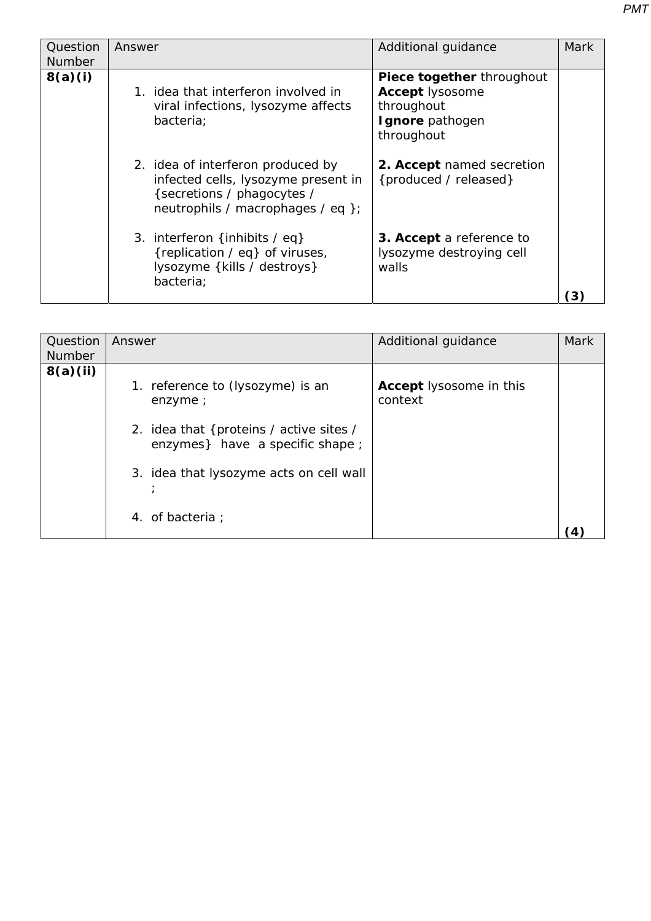| Question Number | Answer | Additional guidance | Mark |
|---|---|---|---|
| **8(a)(i)** | 1. idea that interferon involved in viral infections, lysozyme affects bacteria;<br><br>2. idea of interferon produced by infected cells, lysozyme present in {secretions / phagocytes / neutrophils / macrophages / eq };<br><br>3. interferon {inhibits / eq} {replication / eq} of viruses, lysozyme {kills / destroys} bacteria; | **Piece together** throughout<br>**Accept** lysosome throughout<br>**Ignore** pathogen throughout<br><br>**2. Accept** named secretion {produced / released}<br><br>**3. Accept** a reference to lysozyme destroying cell walls | **(3)** |

| Question Number | Answer | Additional guidance | Mark |
|---|---|---|---|
| **8(a)(ii)** | 1. reference to (lysozyme) is an enzyme ;<br><br>2. idea that {proteins / active sites / enzymes} have a specific shape ;<br><br>3. idea that lysozyme acts on cell wall ;<br><br>4. of bacteria ; | **Accept** lysosome in this context | **(4)** |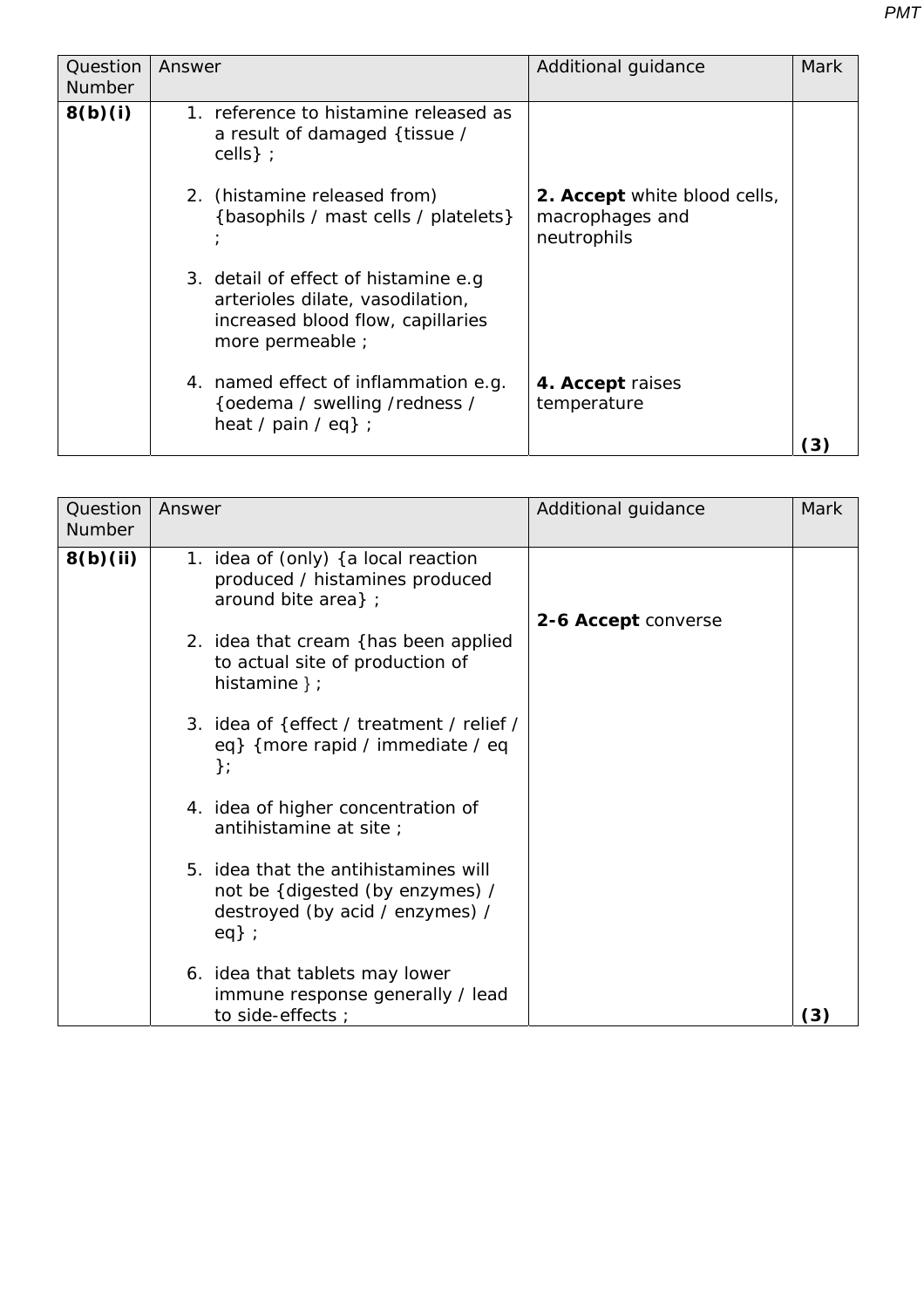| Question Number | Answer | Additional guidance | Mark |
|---|---|---|---|
| **8(b)(i)** | 1. reference to histamine released as a result of damaged {tissue / cells} ;<br><br>2. (histamine released from) {basophils / mast cells / platelets} ;<br><br>3. detail of effect of histamine e.g arterioles dilate, vasodilation, increased blood flow, capillaries more permeable ;<br><br>4. named effect of inflammation e.g. {oedema / swelling /redness / heat / pain / eq} ; | **2. Accept** white blood cells, macrophages and neutrophils<br><br>**4. Accept** raises temperature | **(3)** |

| Question Number | Answer | Additional guidance | Mark |
|---|---|---|---|
| **8(b)(ii)** | 1. idea of (only) {a local reaction produced / histamines produced around bite area} ;<br><br>2. idea that cream {has been applied to actual site of production of histamine } ;<br><br>3. idea of {effect / treatment / relief / eq} {more rapid / immediate / eq };<br><br>4. idea of higher concentration of antihistamine at site ;<br><br>5. idea that the antihistamines will not be {digested (by enzymes) / destroyed (by acid / enzymes) / eq} ;<br><br>6. idea that tablets may lower immune response generally / lead to side-effects ; | **2-6 Accept** converse | **(3)** |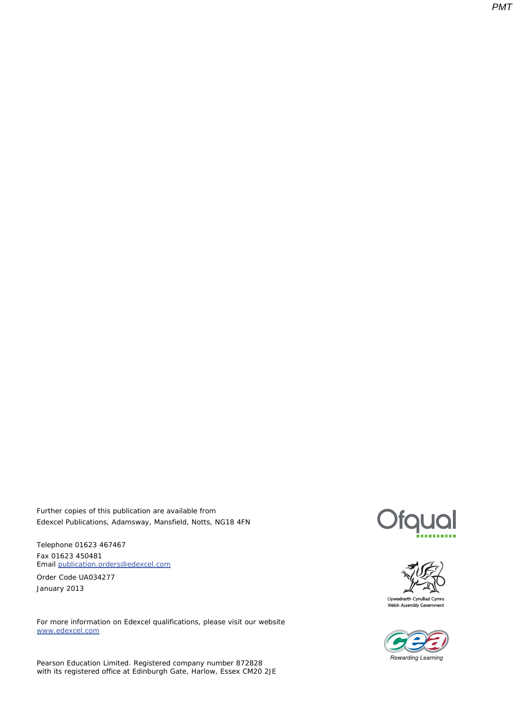Further copies of this publication are available from
Edexcel Publications, Adamsway, Mansfield, Notts, NG18 4FN

Telephone 01623 467467
Fax 01623 450481
Email publication.orders@edexcel.com

Order Code UA034277
January 2013

For more information on Edexcel qualifications, please visit our website
www.edexcel.com

Pearson Education Limited. Registered company number 872828
with its registered office at Edinburgh Gate, Harlow, Essex CM20 2JE

Ofqual

Llywodraeth Cynulliad Cymru
Welsh Assembly Government

cea
Rewarding Learning